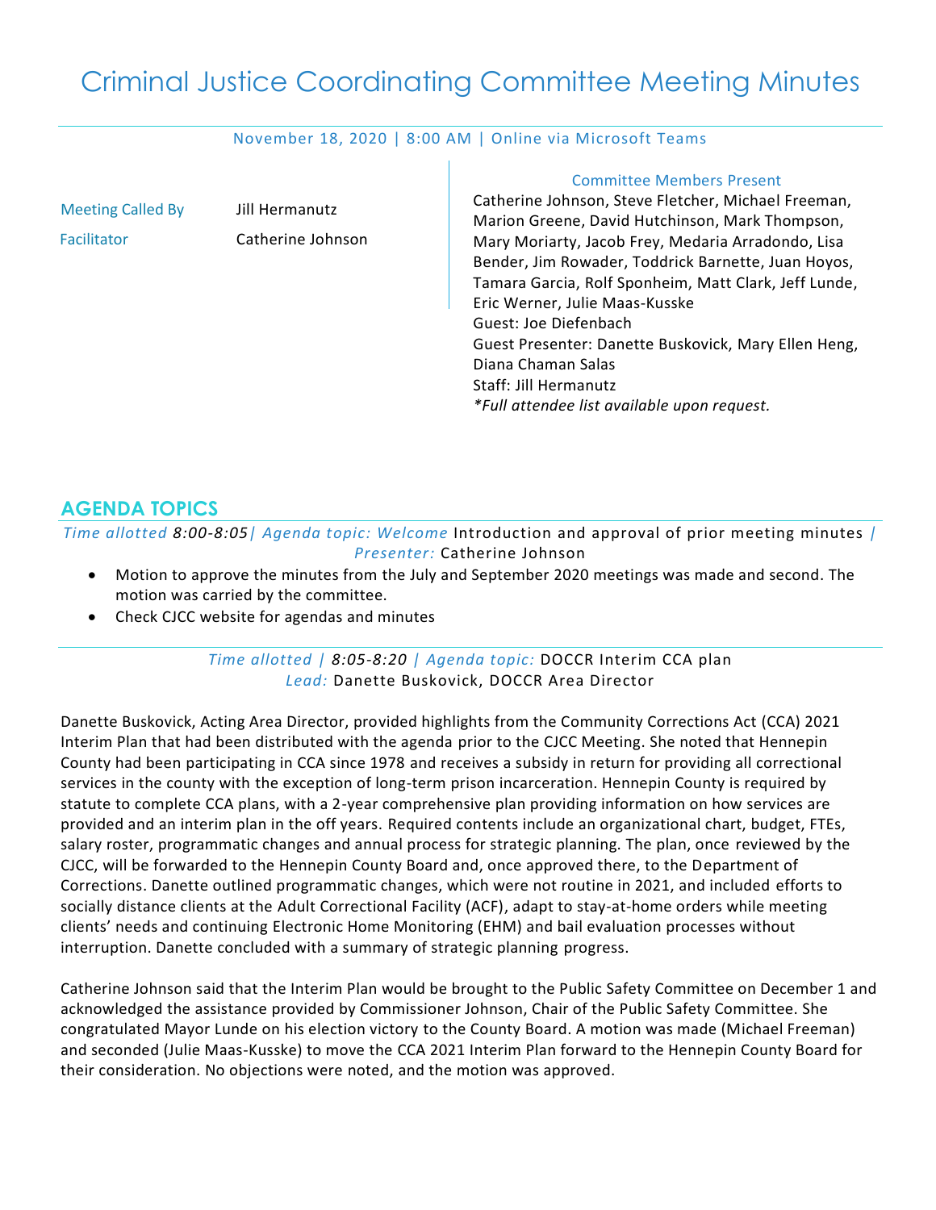# Criminal Justice Coordinating Committee Meeting Minutes

November 18, 2020 | 8:00 AM | Online via Microsoft Teams

| | |
|---|---|
| Meeting Called By | Jill Hermanutz |
| Facilitator | Catherine Johnson |

**Committee Members Present**

Catherine Johnson, Steve Fletcher, Michael Freeman, Marion Greene, David Hutchinson, Mark Thompson, Mary Moriarty, Jacob Frey, Medaria Arradondo, Lisa Bender, Jim Rowader, Toddrick Barnette, Juan Hoyos, Tamara Garcia, Rolf Sponheim, Matt Clark, Jeff Lunde, Eric Werner, Julie Maas-Kusske

Guest: Joe Diefenbach

Guest Presenter: Danette Buskovick, Mary Ellen Heng, Diana Chaman Salas

Staff: Jill Hermanutz

*\*Full attendee list available upon request.*

## AGENDA TOPICS

*Time allotted* 8:00-8:05 | *Agenda topic: Welcome* Introduction and approval of prior meeting minutes | *Presenter:* Catherine Johnson

- Motion to approve the minutes from the July and September 2020 meetings was made and second. The motion was carried by the committee.
- Check CJCC website for agendas and minutes

*Time allotted* | 8:05-8:20 | *Agenda topic:* DOCCR Interim CCA plan
*Lead:* Danette Buskovick, DOCCR Area Director

Danette Buskovick, Acting Area Director, provided highlights from the Community Corrections Act (CCA) 2021 Interim Plan that had been distributed with the agenda prior to the CJCC Meeting. She noted that Hennepin County had been participating in CCA since 1978 and receives a subsidy in return for providing all correctional services in the county with the exception of long-term prison incarceration. Hennepin County is required by statute to complete CCA plans, with a 2-year comprehensive plan providing information on how services are provided and an interim plan in the off years. Required contents include an organizational chart, budget, FTEs, salary roster, programmatic changes and annual process for strategic planning. The plan, once reviewed by the CJCC, will be forwarded to the Hennepin County Board and, once approved there, to the Department of Corrections. Danette outlined programmatic changes, which were not routine in 2021, and included efforts to socially distance clients at the Adult Correctional Facility (ACF), adapt to stay-at-home orders while meeting clients' needs and continuing Electronic Home Monitoring (EHM) and bail evaluation processes without interruption. Danette concluded with a summary of strategic planning progress.

Catherine Johnson said that the Interim Plan would be brought to the Public Safety Committee on December 1 and acknowledged the assistance provided by Commissioner Johnson, Chair of the Public Safety Committee. She congratulated Mayor Lunde on his election victory to the County Board. A motion was made (Michael Freeman) and seconded (Julie Maas-Kusske) to move the CCA 2021 Interim Plan forward to the Hennepin County Board for their consideration. No objections were noted, and the motion was approved.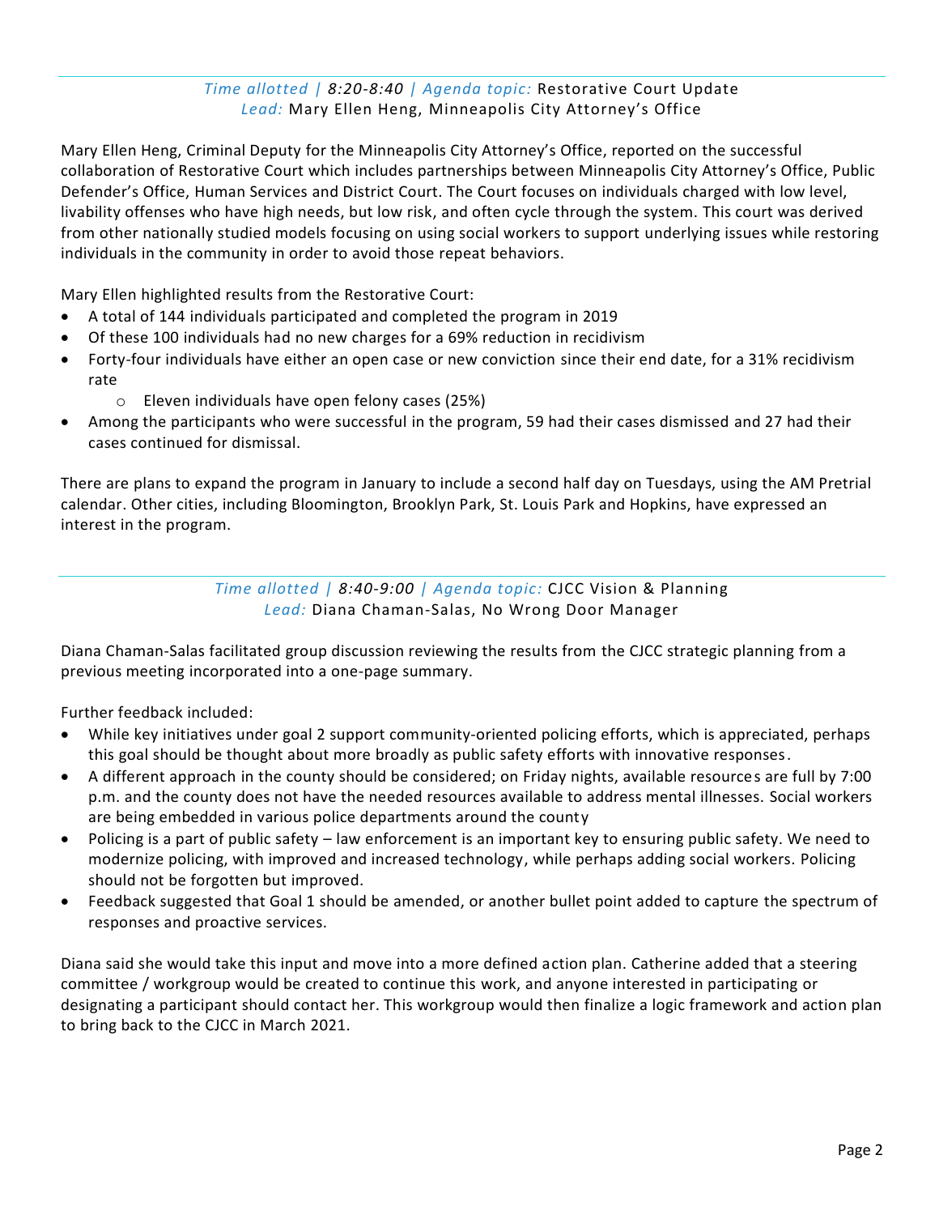*Time allotted | 8:20-8:40 | Agenda topic:* Restorative Court Update
*Lead:* Mary Ellen Heng, Minneapolis City Attorney's Office

Mary Ellen Heng, Criminal Deputy for the Minneapolis City Attorney's Office, reported on the successful collaboration of Restorative Court which includes partnerships between Minneapolis City Attorney's Office, Public Defender's Office, Human Services and District Court. The Court focuses on individuals charged with low level, livability offenses who have high needs, but low risk, and often cycle through the system. This court was derived from other nationally studied models focusing on using social workers to support underlying issues while restoring individuals in the community in order to avoid those repeat behaviors.

Mary Ellen highlighted results from the Restorative Court:

- A total of 144 individuals participated and completed the program in 2019
- Of these 100 individuals had no new charges for a 69% reduction in recidivism
- Forty-four individuals have either an open case or new conviction since their end date, for a 31% recidivism rate
    - Eleven individuals have open felony cases (25%)
- Among the participants who were successful in the program, 59 had their cases dismissed and 27 had their cases continued for dismissal.

There are plans to expand the program in January to include a second half day on Tuesdays, using the AM Pretrial calendar. Other cities, including Bloomington, Brooklyn Park, St. Louis Park and Hopkins, have expressed an interest in the program.

---

*Time allotted | 8:40-9:00 | Agenda topic:* CJCC Vision & Planning
*Lead:* Diana Chaman-Salas, No Wrong Door Manager

Diana Chaman-Salas facilitated group discussion reviewing the results from the CJCC strategic planning from a previous meeting incorporated into a one-page summary.

Further feedback included:

- While key initiatives under goal 2 support community-oriented policing efforts, which is appreciated, perhaps this goal should be thought about more broadly as public safety efforts with innovative responses.
- A different approach in the county should be considered; on Friday nights, available resources are full by 7:00 p.m. and the county does not have the needed resources available to address mental illnesses. Social workers are being embedded in various police departments around the county
- Policing is a part of public safety – law enforcement is an important key to ensuring public safety. We need to modernize policing, with improved and increased technology, while perhaps adding social workers. Policing should not be forgotten but improved.
- Feedback suggested that Goal 1 should be amended, or another bullet point added to capture the spectrum of responses and proactive services.

Diana said she would take this input and move into a more defined action plan. Catherine added that a steering committee / workgroup would be created to continue this work, and anyone interested in participating or designating a participant should contact her. This workgroup would then finalize a logic framework and action plan to bring back to the CJCC in March 2021.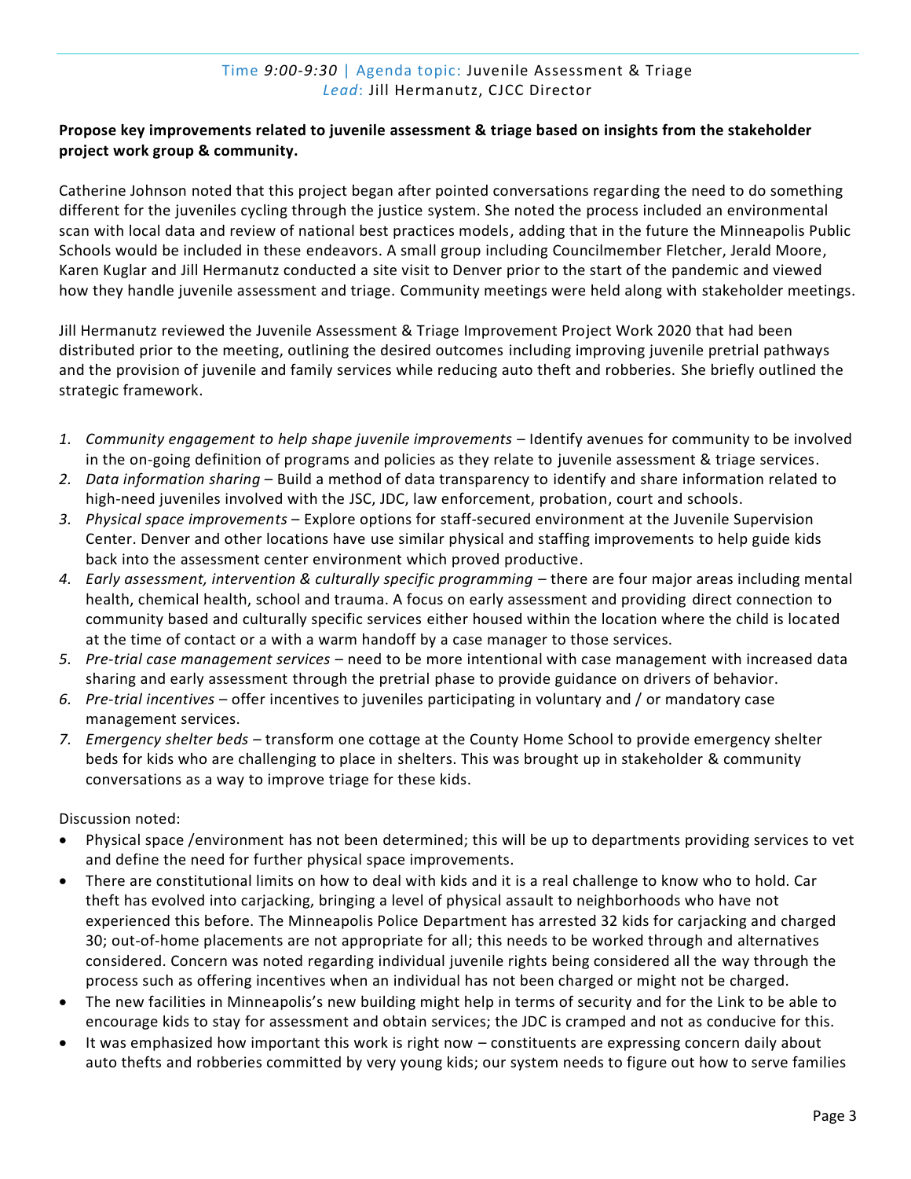Time *9:00-9:30* | Agenda topic: Juvenile Assessment & Triage
*Lead*: Jill Hermanutz, CJCC Director

**Propose key improvements related to juvenile assessment & triage based on insights from the stakeholder project work group & community.**

Catherine Johnson noted that this project began after pointed conversations regarding the need to do something different for the juveniles cycling through the justice system. She noted the process included an environmental scan with local data and review of national best practices models, adding that in the future the Minneapolis Public Schools would be included in these endeavors. A small group including Councilmember Fletcher, Jerald Moore, Karen Kuglar and Jill Hermanutz conducted a site visit to Denver prior to the start of the pandemic and viewed how they handle juvenile assessment and triage. Community meetings were held along with stakeholder meetings.

Jill Hermanutz reviewed the Juvenile Assessment & Triage Improvement Project Work 2020 that had been distributed prior to the meeting, outlining the desired outcomes including improving juvenile pretrial pathways and the provision of juvenile and family services while reducing auto theft and robberies. She briefly outlined the strategic framework.

1. *Community engagement to help shape juvenile improvements* – Identify avenues for community to be involved in the on-going definition of programs and policies as they relate to juvenile assessment & triage services.
2. *Data information sharing* – Build a method of data transparency to identify and share information related to high-need juveniles involved with the JSC, JDC, law enforcement, probation, court and schools.
3. *Physical space improvements* – Explore options for staff-secured environment at the Juvenile Supervision Center. Denver and other locations have use similar physical and staffing improvements to help guide kids back into the assessment center environment which proved productive.
4. *Early assessment, intervention & culturally specific programming* – there are four major areas including mental health, chemical health, school and trauma. A focus on early assessment and providing direct connection to community based and culturally specific services either housed within the location where the child is located at the time of contact or a with a warm handoff by a case manager to those services.
5. *Pre-trial case management services* – need to be more intentional with case management with increased data sharing and early assessment through the pretrial phase to provide guidance on drivers of behavior.
6. *Pre-trial incentives* – offer incentives to juveniles participating in voluntary and / or mandatory case management services.
7. *Emergency shelter beds* – transform one cottage at the County Home School to provide emergency shelter beds for kids who are challenging to place in shelters. This was brought up in stakeholder & community conversations as a way to improve triage for these kids.

Discussion noted:

- Physical space /environment has not been determined; this will be up to departments providing services to vet and define the need for further physical space improvements.
- There are constitutional limits on how to deal with kids and it is a real challenge to know who to hold. Car theft has evolved into carjacking, bringing a level of physical assault to neighborhoods who have not experienced this before. The Minneapolis Police Department has arrested 32 kids for carjacking and charged 30; out-of-home placements are not appropriate for all; this needs to be worked through and alternatives considered. Concern was noted regarding individual juvenile rights being considered all the way through the process such as offering incentives when an individual has not been charged or might not be charged.
- The new facilities in Minneapolis's new building might help in terms of security and for the Link to be able to encourage kids to stay for assessment and obtain services; the JDC is cramped and not as conducive for this.
- It was emphasized how important this work is right now – constituents are expressing concern daily about auto thefts and robberies committed by very young kids; our system needs to figure out how to serve families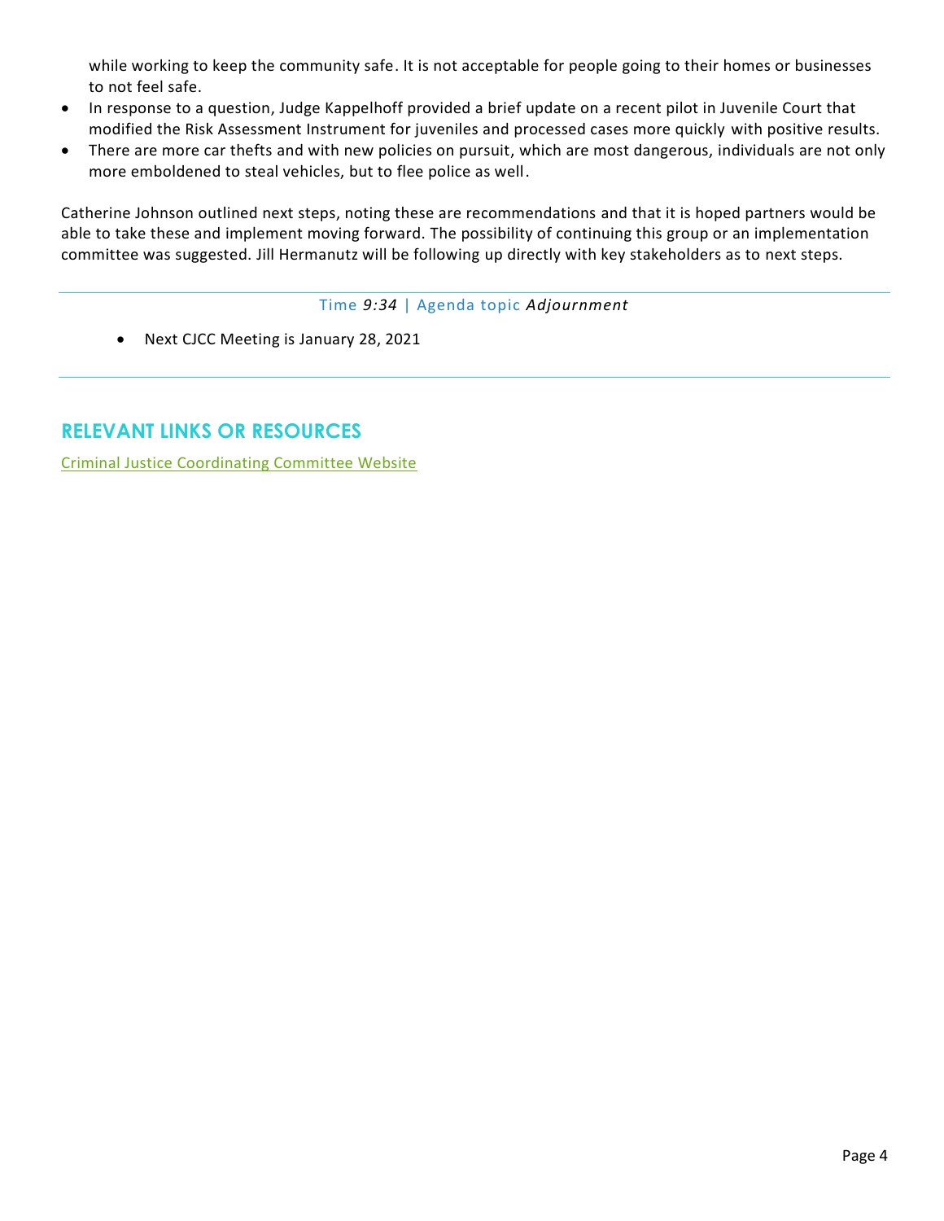while working to keep the community safe. It is not acceptable for people going to their homes or businesses to not feel safe.

- In response to a question, Judge Kappelhoff provided a brief update on a recent pilot in Juvenile Court that modified the Risk Assessment Instrument for juveniles and processed cases more quickly with positive results.
- There are more car thefts and with new policies on pursuit, which are most dangerous, individuals are not only more emboldened to steal vehicles, but to flee police as well.

Catherine Johnson outlined next steps, noting these are recommendations and that it is hoped partners would be able to take these and implement moving forward. The possibility of continuing this group or an implementation committee was suggested. Jill Hermanutz will be following up directly with key stakeholders as to next steps.

---

Time *9:34* | Agenda topic *Adjournment*

- Next CJCC Meeting is January 28, 2021

---

## RELEVANT LINKS OR RESOURCES

Criminal Justice Coordinating Committee Website